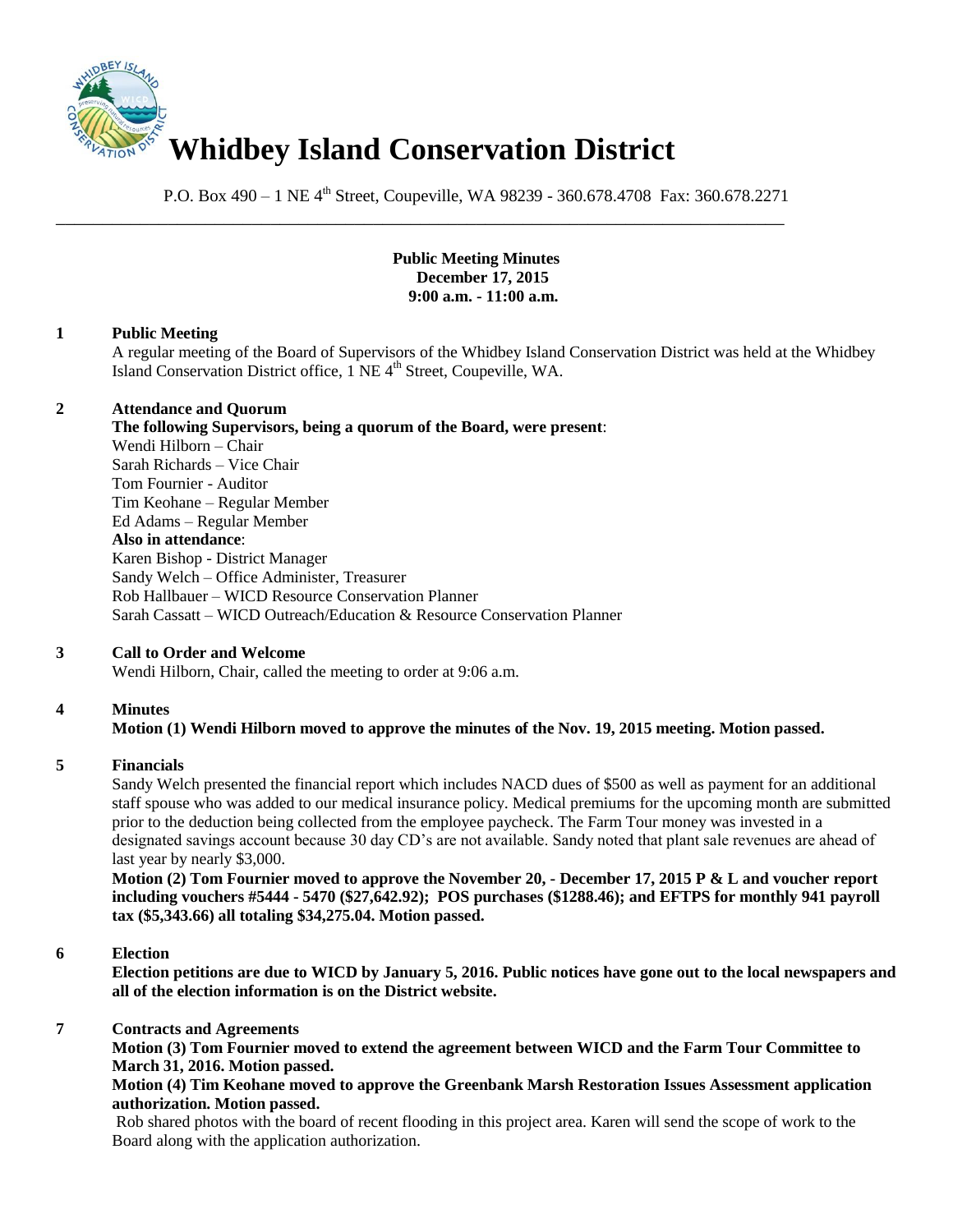# Whidbey Island Conservation District

P.O. Box 490 – 1 NE 4th Street, Coupeville, WA 98239 - 360.678.4708 Fax: 360.678.2271

---

**Public Meeting Minutes**
**December 17, 2015**
**9:00 a.m. - 11:00 a.m.**

**1 Public Meeting**

A regular meeting of the Board of Supervisors of the Whidbey Island Conservation District was held at the Whidbey Island Conservation District office, 1 NE 4th Street, Coupeville, WA.

**2 Attendance and Quorum**

**The following Supervisors, being a quorum of the Board, were present**:
Wendi Hilborn – Chair
Sarah Richards – Vice Chair
Tom Fournier - Auditor
Tim Keohane – Regular Member
Ed Adams – Regular Member
**Also in attendance**:
Karen Bishop - District Manager
Sandy Welch – Office Administer, Treasurer
Rob Hallbauer – WICD Resource Conservation Planner
Sarah Cassatt – WICD Outreach/Education & Resource Conservation Planner

**3 Call to Order and Welcome**

Wendi Hilborn, Chair, called the meeting to order at 9:06 a.m.

**4 Minutes**

**Motion (1) Wendi Hilborn moved to approve the minutes of the Nov. 19, 2015 meeting. Motion passed.**

**5 Financials**

Sandy Welch presented the financial report which includes NACD dues of $500 as well as payment for an additional staff spouse who was added to our medical insurance policy. Medical premiums for the upcoming month are submitted prior to the deduction being collected from the employee paycheck. The Farm Tour money was invested in a designated savings account because 30 day CD's are not available. Sandy noted that plant sale revenues are ahead of last year by nearly $3,000.

**Motion (2) Tom Fournier moved to approve the November 20, - December 17, 2015 P & L and voucher report including vouchers #5444 - 5470 ($27,642.92); POS purchases ($1288.46); and EFTPS for monthly 941 payroll tax ($5,343.66) all totaling $34,275.04. Motion passed.**

**6 Election**

**Election petitions are due to WICD by January 5, 2016. Public notices have gone out to the local newspapers and all of the election information is on the District website.**

**7 Contracts and Agreements**

**Motion (3) Tom Fournier moved to extend the agreement between WICD and the Farm Tour Committee to March 31, 2016. Motion passed.**

**Motion (4) Tim Keohane moved to approve the Greenbank Marsh Restoration Issues Assessment application authorization. Motion passed.**

Rob shared photos with the board of recent flooding in this project area. Karen will send the scope of work to the Board along with the application authorization.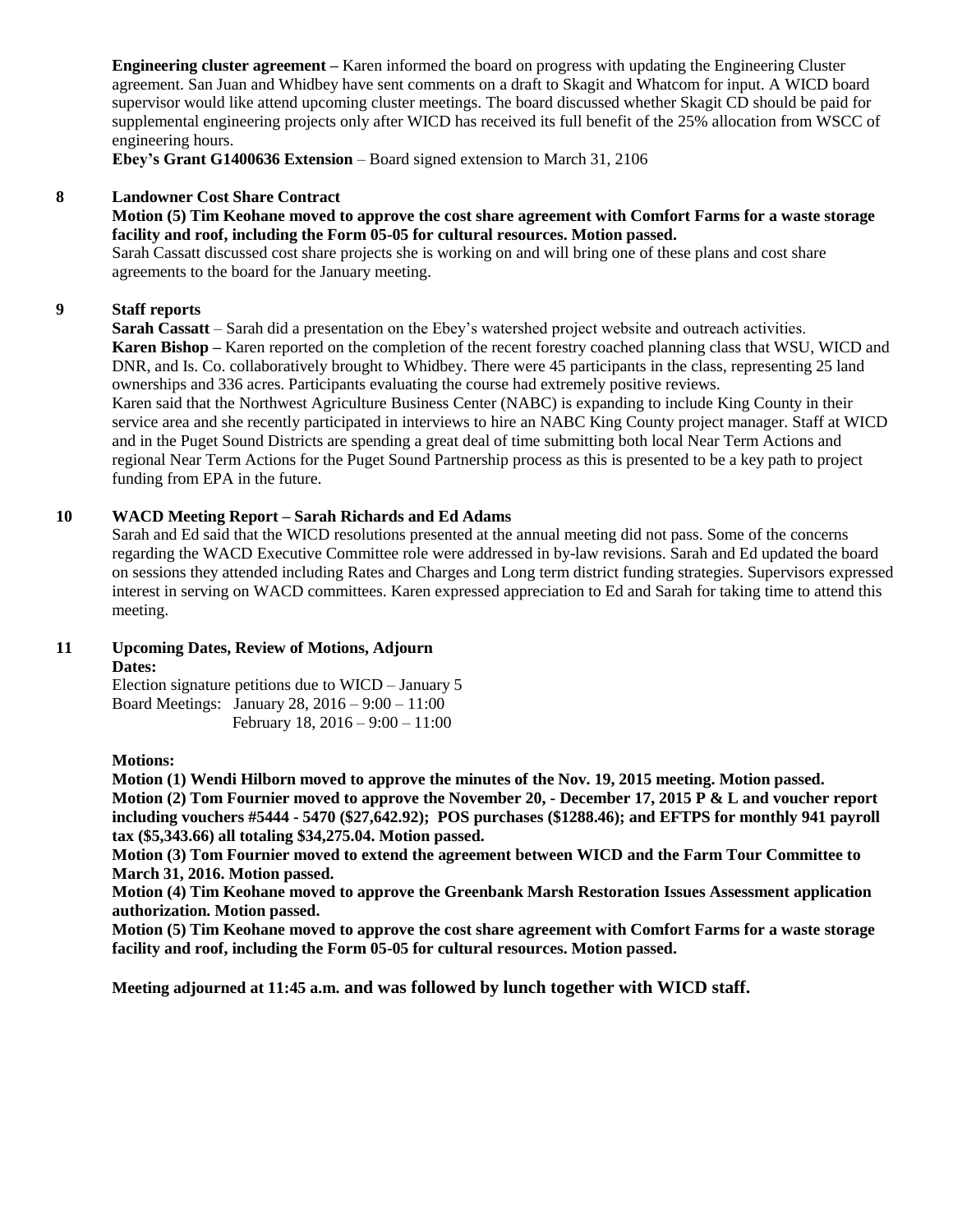**Engineering cluster agreement –** Karen informed the board on progress with updating the Engineering Cluster agreement. San Juan and Whidbey have sent comments on a draft to Skagit and Whatcom for input. A WICD board supervisor would like attend upcoming cluster meetings. The board discussed whether Skagit CD should be paid for supplemental engineering projects only after WICD has received its full benefit of the 25% allocation from WSCC of engineering hours.

**Ebey's Grant G1400636 Extension** – Board signed extension to March 31, 2106

**8 Landowner Cost Share Contract**

**Motion (5) Tim Keohane moved to approve the cost share agreement with Comfort Farms for a waste storage facility and roof, including the Form 05-05 for cultural resources. Motion passed.**

Sarah Cassatt discussed cost share projects she is working on and will bring one of these plans and cost share agreements to the board for the January meeting.

**9 Staff reports**

**Sarah Cassatt** – Sarah did a presentation on the Ebey's watershed project website and outreach activities.

**Karen Bishop –** Karen reported on the completion of the recent forestry coached planning class that WSU, WICD and DNR, and Is. Co. collaboratively brought to Whidbey. There were 45 participants in the class, representing 25 land ownerships and 336 acres. Participants evaluating the course had extremely positive reviews.

Karen said that the Northwest Agriculture Business Center (NABC) is expanding to include King County in their service area and she recently participated in interviews to hire an NABC King County project manager. Staff at WICD and in the Puget Sound Districts are spending a great deal of time submitting both local Near Term Actions and regional Near Term Actions for the Puget Sound Partnership process as this is presented to be a key path to project funding from EPA in the future.

**10 WACD Meeting Report – Sarah Richards and Ed Adams**

Sarah and Ed said that the WICD resolutions presented at the annual meeting did not pass. Some of the concerns regarding the WACD Executive Committee role were addressed in by-law revisions. Sarah and Ed updated the board on sessions they attended including Rates and Charges and Long term district funding strategies. Supervisors expressed interest in serving on WACD committees. Karen expressed appreciation to Ed and Sarah for taking time to attend this meeting.

**11 Upcoming Dates, Review of Motions, Adjourn**

**Dates:**

Election signature petitions due to WICD – January 5

Board Meetings: January 28, 2016 – 9:00 – 11:00

February 18, 2016 – 9:00 – 11:00

**Motions:**

**Motion (1) Wendi Hilborn moved to approve the minutes of the Nov. 19, 2015 meeting. Motion passed.**

**Motion (2) Tom Fournier moved to approve the November 20, - December 17, 2015 P & L and voucher report including vouchers #5444 - 5470 ($27,642.92); POS purchases ($1288.46); and EFTPS for monthly 941 payroll tax ($5,343.66) all totaling $34,275.04. Motion passed.**

**Motion (3) Tom Fournier moved to extend the agreement between WICD and the Farm Tour Committee to March 31, 2016. Motion passed.**

**Motion (4) Tim Keohane moved to approve the Greenbank Marsh Restoration Issues Assessment application authorization. Motion passed.**

**Motion (5) Tim Keohane moved to approve the cost share agreement with Comfort Farms for a waste storage facility and roof, including the Form 05-05 for cultural resources. Motion passed.**

**Meeting adjourned at 11:45 a.m. and was followed by lunch together with WICD staff.**